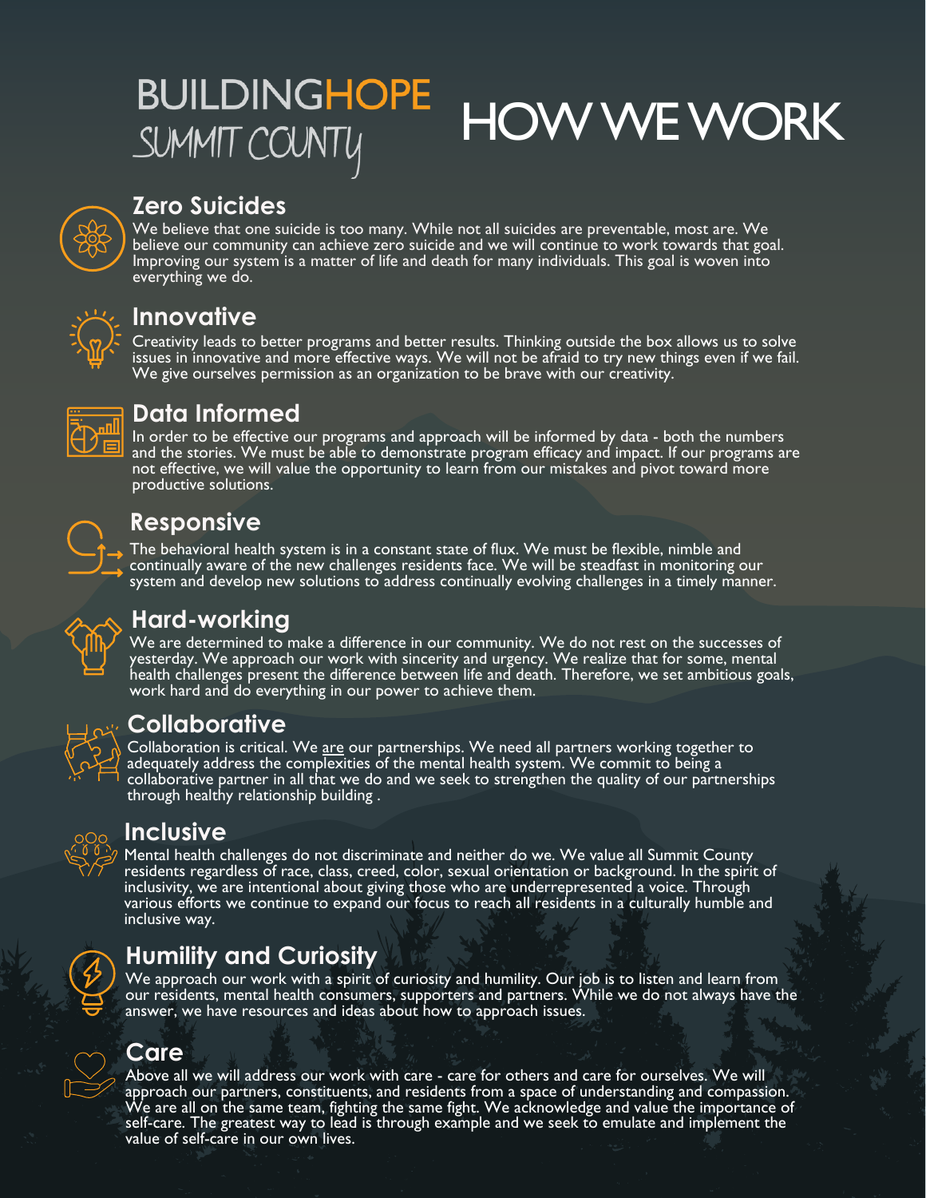# BUILDINGHOPE SUMMIT COUNTY

# HOW WE WORK

## Zero Suicides

We believe that one suicide is too many. While not all suicides are preventable, most are. We believe our community can achieve zero suicide and we will continue to work towards that goal. Improving our system is a matter of life and death for many individuals. This goal is woven into everything we do.

## Innovative

Creativity leads to better programs and better results. Thinking outside the box allows us to solve issues in innovative and more effective ways. We will not be afraid to try new things even if we fail. We give ourselves permission as an organization to be brave with our creativity.

## Data Informed

In order to be effective our programs and approach will be informed by data - both the numbers and the stories. We must be able to demonstrate program efficacy and impact. If our programs are not effective, we will value the opportunity to learn from our mistakes and pivot toward more productive solutions.

## Responsive

The behavioral health system is in a constant state of flux. We must be flexible, nimble and continually aware of the new challenges residents face. We will be steadfast in monitoring our system and develop new solutions to address continually evolving challenges in a timely manner.

## Hard-working

We are determined to make a difference in our community. We do not rest on the successes of yesterday. We approach our work with sincerity and urgency. We realize that for some, mental health challenges present the difference between life and death. Therefore, we set ambitious goals, work hard and do everything in our power to achieve them.

## Collaborative

Collaboration is critical. We <u>are</u> our partnerships. We need all partners working together to adequately address the complexities of the mental health system. We commit to being a collaborative partner in all that we do and we seek to strengthen the quality of our partnerships through healthy relationship building .

## Inclusive

Mental health challenges do not discriminate and neither do we. We value all Summit County residents regardless of race, class, creed, color, sexual orientation or background. In the spirit of inclusivity, we are intentional about giving those who are underrepresented a voice. Through various efforts we continue to expand our focus to reach all residents in a culturally humble and inclusive way.

## Humility and Curiosity

We approach our work with a spirit of curiosity and humility. Our job is to listen and learn from our residents, mental health consumers, supporters and partners. While we do not always have the answer, we have resources and ideas about how to approach issues.

## Care

Above all we will address our work with care - care for others and care for ourselves. We will approach our partners, constituents, and residents from a space of understanding and compassion. We are all on the same team, fighting the same fight. We acknowledge and value the importance of self-care. The greatest way to lead is through example and we seek to emulate and implement the value of self-care in our own lives.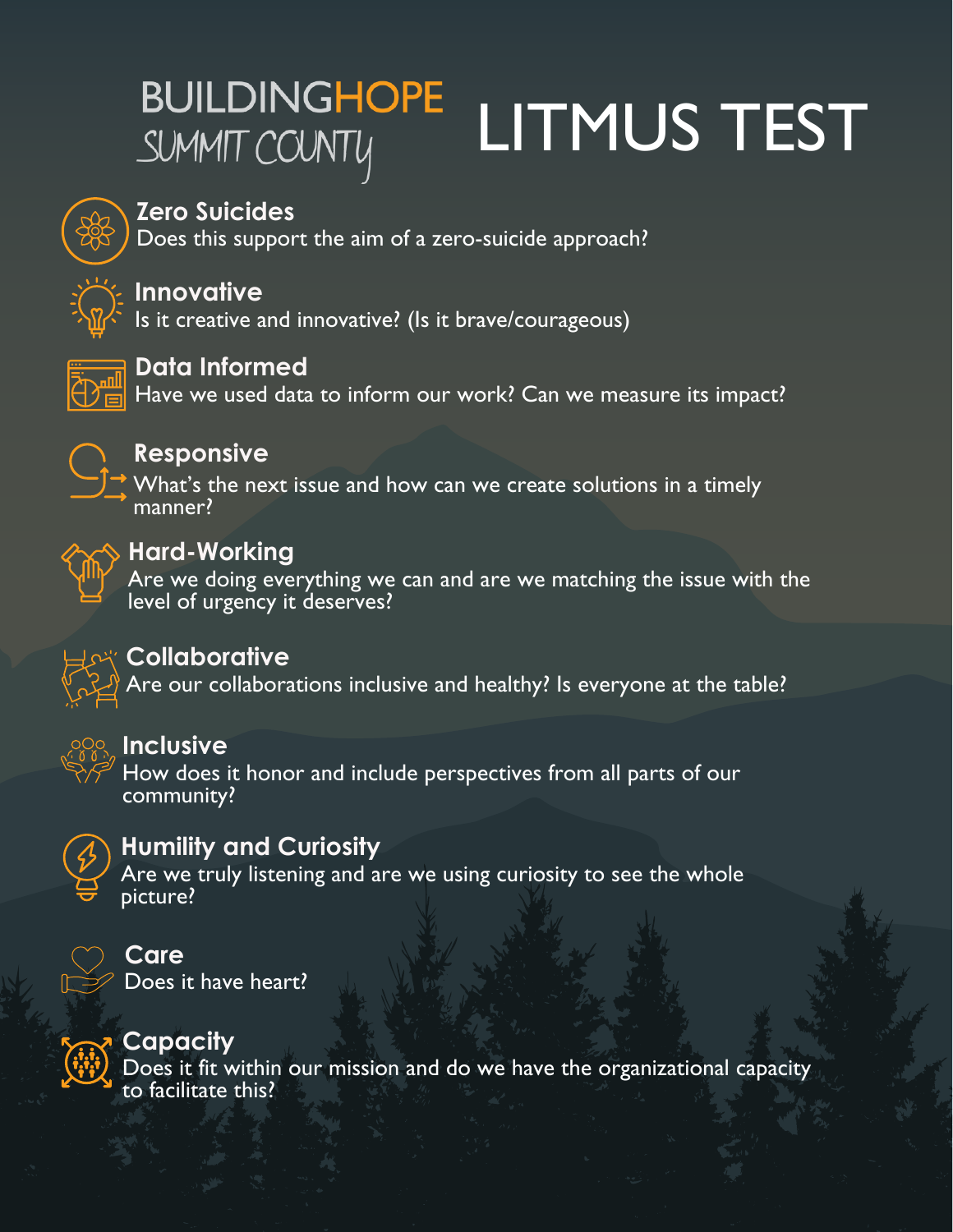# BUILDINGHOPE SUMMIT COUNTY LITMUS TEST

### Zero Suicides
Does this support the aim of a zero-suicide approach?

### Innovative
Is it creative and innovative? (Is it brave/courageous)

### Data Informed
Have we used data to inform our work? Can we measure its impact?

### Responsive
What's the next issue and how can we create solutions in a timely manner?

### Hard-Working
Are we doing everything we can and are we matching the issue with the level of urgency it deserves?

### Collaborative
Are our collaborations inclusive and healthy? Is everyone at the table?

### Inclusive
How does it honor and include perspectives from all parts of our community?

### Humility and Curiosity
Are we truly listening and are we using curiosity to see the whole picture?

### Care
Does it have heart?

### Capacity
Does it fit within our mission and do we have the organizational capacity to facilitate this?